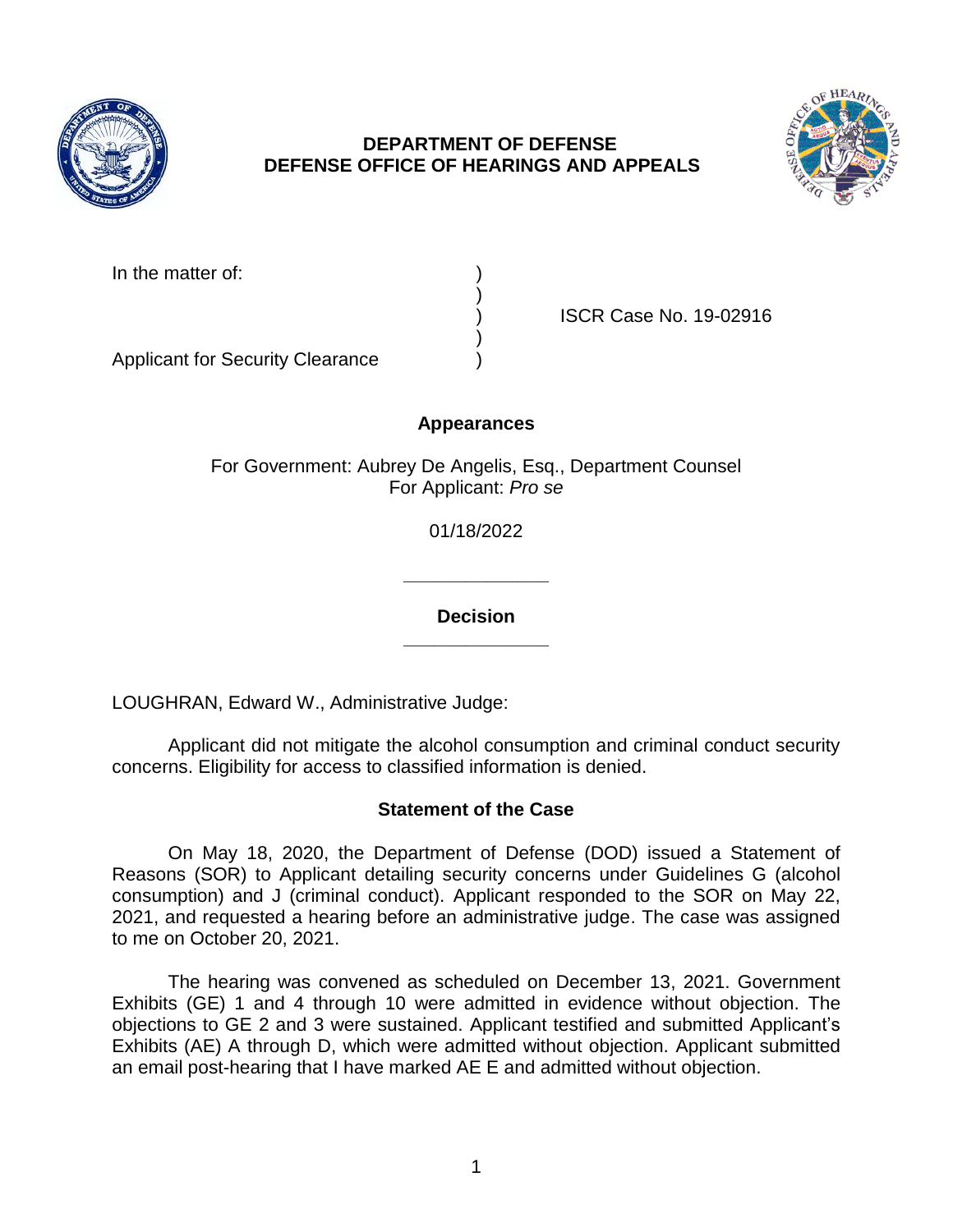**DEPARTMENT OF DEFENSE**
**DEFENSE OFFICE OF HEARINGS AND APPEALS**

| | | |
|---|---|---|
| In the matter of: | ) | |
| | ) | |
| | ) | ISCR Case No. 19-02916 |
| | ) | |
| Applicant for Security Clearance | ) | |

## Appearances

For Government: Aubrey De Angelis, Esq., Department Counsel
For Applicant: *Pro se*

01/18/2022

______________

## Decision

______________

LOUGHRAN, Edward W., Administrative Judge:

Applicant did not mitigate the alcohol consumption and criminal conduct security concerns. Eligibility for access to classified information is denied.

## Statement of the Case

On May 18, 2020, the Department of Defense (DOD) issued a Statement of Reasons (SOR) to Applicant detailing security concerns under Guidelines G (alcohol consumption) and J (criminal conduct). Applicant responded to the SOR on May 22, 2021, and requested a hearing before an administrative judge. The case was assigned to me on October 20, 2021.

The hearing was convened as scheduled on December 13, 2021. Government Exhibits (GE) 1 and 4 through 10 were admitted in evidence without objection. The objections to GE 2 and 3 were sustained. Applicant testified and submitted Applicant's Exhibits (AE) A through D, which were admitted without objection. Applicant submitted an email post-hearing that I have marked AE E and admitted without objection.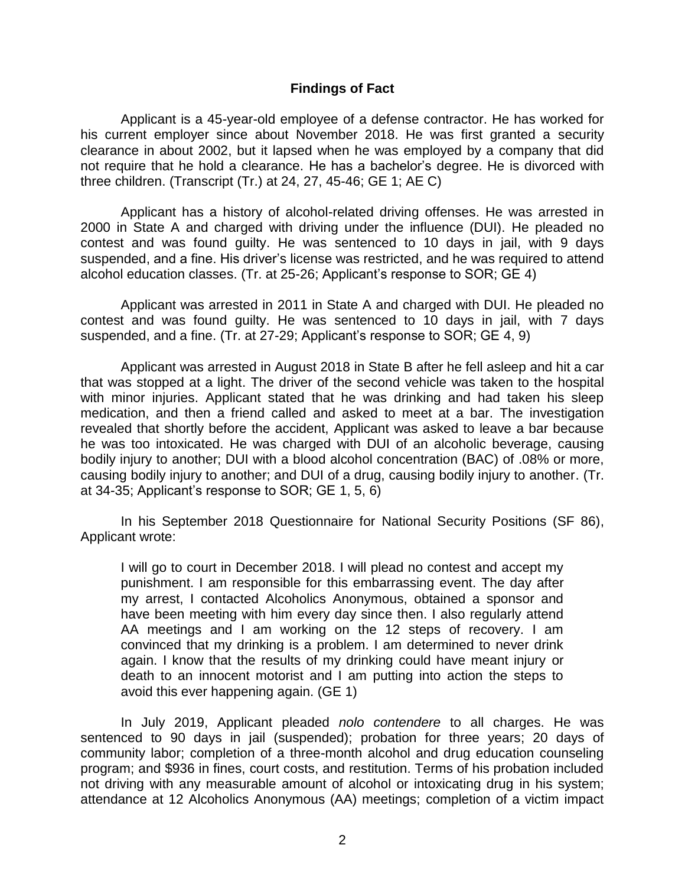## Findings of Fact

Applicant is a 45-year-old employee of a defense contractor. He has worked for his current employer since about November 2018. He was first granted a security clearance in about 2002, but it lapsed when he was employed by a company that did not require that he hold a clearance. He has a bachelor's degree. He is divorced with three children. (Transcript (Tr.) at 24, 27, 45-46; GE 1; AE C)

Applicant has a history of alcohol-related driving offenses. He was arrested in 2000 in State A and charged with driving under the influence (DUI). He pleaded no contest and was found guilty. He was sentenced to 10 days in jail, with 9 days suspended, and a fine. His driver's license was restricted, and he was required to attend alcohol education classes. (Tr. at 25-26; Applicant's response to SOR; GE 4)

Applicant was arrested in 2011 in State A and charged with DUI. He pleaded no contest and was found guilty. He was sentenced to 10 days in jail, with 7 days suspended, and a fine. (Tr. at 27-29; Applicant's response to SOR; GE 4, 9)

Applicant was arrested in August 2018 in State B after he fell asleep and hit a car that was stopped at a light. The driver of the second vehicle was taken to the hospital with minor injuries. Applicant stated that he was drinking and had taken his sleep medication, and then a friend called and asked to meet at a bar. The investigation revealed that shortly before the accident, Applicant was asked to leave a bar because he was too intoxicated. He was charged with DUI of an alcoholic beverage, causing bodily injury to another; DUI with a blood alcohol concentration (BAC) of .08% or more, causing bodily injury to another; and DUI of a drug, causing bodily injury to another. (Tr. at 34-35; Applicant's response to SOR; GE 1, 5, 6)

In his September 2018 Questionnaire for National Security Positions (SF 86), Applicant wrote:

> I will go to court in December 2018. I will plead no contest and accept my punishment. I am responsible for this embarrassing event. The day after my arrest, I contacted Alcoholics Anonymous, obtained a sponsor and have been meeting with him every day since then. I also regularly attend AA meetings and I am working on the 12 steps of recovery. I am convinced that my drinking is a problem. I am determined to never drink again. I know that the results of my drinking could have meant injury or death to an innocent motorist and I am putting into action the steps to avoid this ever happening again. (GE 1)

In July 2019, Applicant pleaded *nolo contendere* to all charges. He was sentenced to 90 days in jail (suspended); probation for three years; 20 days of community labor; completion of a three-month alcohol and drug education counseling program; and $936 in fines, court costs, and restitution. Terms of his probation included not driving with any measurable amount of alcohol or intoxicating drug in his system; attendance at 12 Alcoholics Anonymous (AA) meetings; completion of a victim impact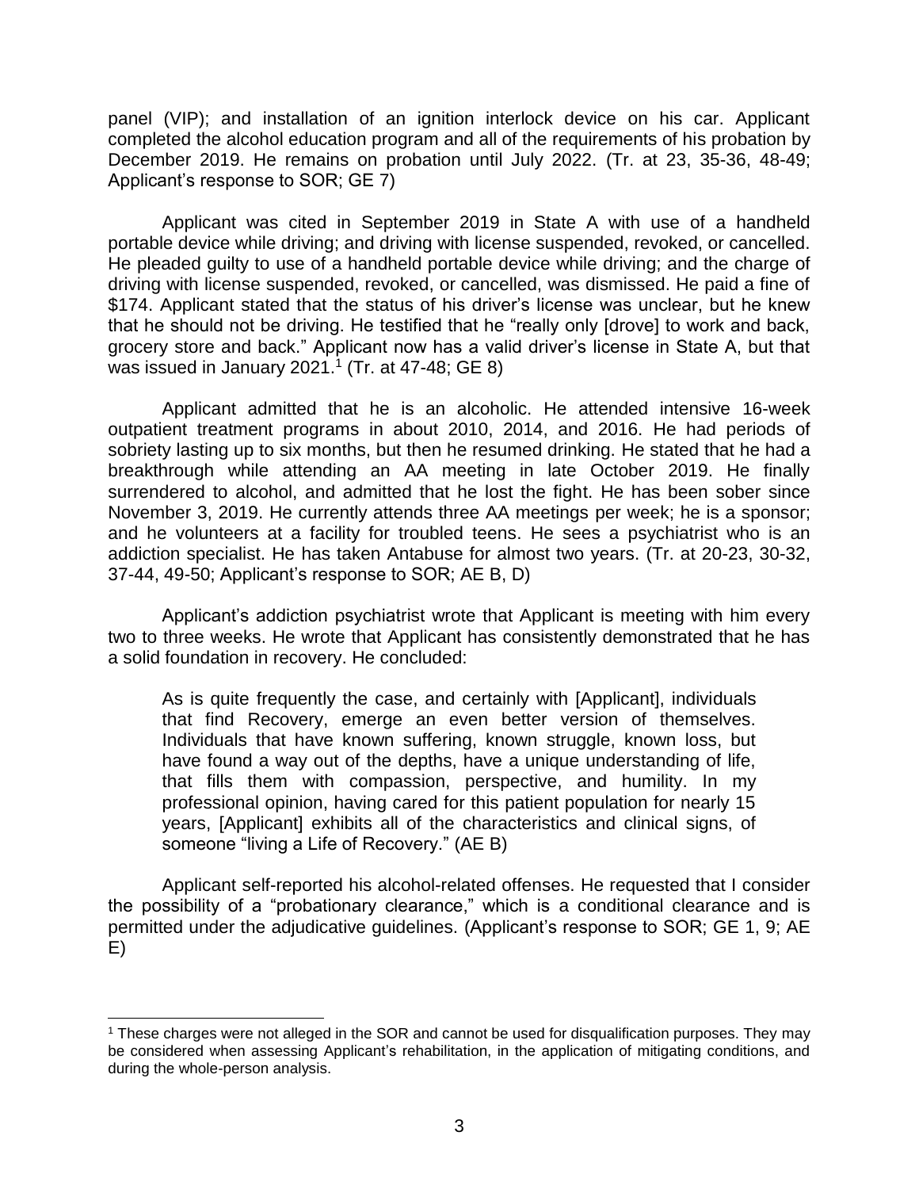panel (VIP); and installation of an ignition interlock device on his car. Applicant completed the alcohol education program and all of the requirements of his probation by December 2019. He remains on probation until July 2022. (Tr. at 23, 35-36, 48-49; Applicant's response to SOR; GE 7)

Applicant was cited in September 2019 in State A with use of a handheld portable device while driving; and driving with license suspended, revoked, or cancelled. He pleaded guilty to use of a handheld portable device while driving; and the charge of driving with license suspended, revoked, or cancelled, was dismissed. He paid a fine of $174. Applicant stated that the status of his driver's license was unclear, but he knew that he should not be driving. He testified that he "really only [drove] to work and back, grocery store and back." Applicant now has a valid driver's license in State A, but that was issued in January 2021.[1] (Tr. at 47-48; GE 8)

Applicant admitted that he is an alcoholic. He attended intensive 16-week outpatient treatment programs in about 2010, 2014, and 2016. He had periods of sobriety lasting up to six months, but then he resumed drinking. He stated that he had a breakthrough while attending an AA meeting in late October 2019. He finally surrendered to alcohol, and admitted that he lost the fight. He has been sober since November 3, 2019. He currently attends three AA meetings per week; he is a sponsor; and he volunteers at a facility for troubled teens. He sees a psychiatrist who is an addiction specialist. He has taken Antabuse for almost two years. (Tr. at 20-23, 30-32, 37-44, 49-50; Applicant's response to SOR; AE B, D)

Applicant's addiction psychiatrist wrote that Applicant is meeting with him every two to three weeks. He wrote that Applicant has consistently demonstrated that he has a solid foundation in recovery. He concluded:

> As is quite frequently the case, and certainly with [Applicant], individuals that find Recovery, emerge an even better version of themselves. Individuals that have known suffering, known struggle, known loss, but have found a way out of the depths, have a unique understanding of life, that fills them with compassion, perspective, and humility. In my professional opinion, having cared for this patient population for nearly 15 years, [Applicant] exhibits all of the characteristics and clinical signs, of someone "living a Life of Recovery." (AE B)

Applicant self-reported his alcohol-related offenses. He requested that I consider the possibility of a "probationary clearance," which is a conditional clearance and is permitted under the adjudicative guidelines. (Applicant's response to SOR; GE 1, 9; AE E)

---

[1] These charges were not alleged in the SOR and cannot be used for disqualification purposes. They may be considered when assessing Applicant's rehabilitation, in the application of mitigating conditions, and during the whole-person analysis.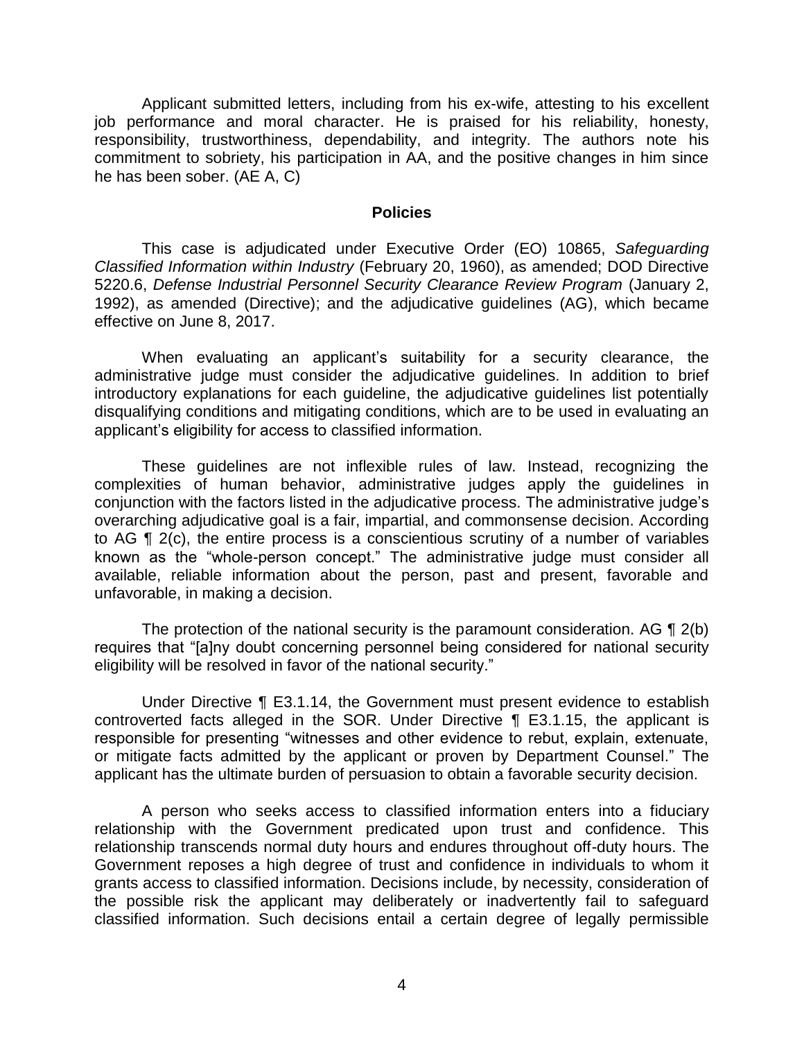Applicant submitted letters, including from his ex-wife, attesting to his excellent job performance and moral character. He is praised for his reliability, honesty, responsibility, trustworthiness, dependability, and integrity. The authors note his commitment to sobriety, his participation in AA, and the positive changes in him since he has been sober. (AE A, C)

## Policies

This case is adjudicated under Executive Order (EO) 10865, *Safeguarding Classified Information within Industry* (February 20, 1960), as amended; DOD Directive 5220.6, *Defense Industrial Personnel Security Clearance Review Program* (January 2, 1992), as amended (Directive); and the adjudicative guidelines (AG), which became effective on June 8, 2017.

When evaluating an applicant's suitability for a security clearance, the administrative judge must consider the adjudicative guidelines. In addition to brief introductory explanations for each guideline, the adjudicative guidelines list potentially disqualifying conditions and mitigating conditions, which are to be used in evaluating an applicant's eligibility for access to classified information.

These guidelines are not inflexible rules of law. Instead, recognizing the complexities of human behavior, administrative judges apply the guidelines in conjunction with the factors listed in the adjudicative process. The administrative judge's overarching adjudicative goal is a fair, impartial, and commonsense decision. According to AG ¶ 2(c), the entire process is a conscientious scrutiny of a number of variables known as the "whole-person concept." The administrative judge must consider all available, reliable information about the person, past and present, favorable and unfavorable, in making a decision.

The protection of the national security is the paramount consideration. AG ¶ 2(b) requires that "[a]ny doubt concerning personnel being considered for national security eligibility will be resolved in favor of the national security."

Under Directive ¶ E3.1.14, the Government must present evidence to establish controverted facts alleged in the SOR. Under Directive ¶ E3.1.15, the applicant is responsible for presenting "witnesses and other evidence to rebut, explain, extenuate, or mitigate facts admitted by the applicant or proven by Department Counsel." The applicant has the ultimate burden of persuasion to obtain a favorable security decision.

A person who seeks access to classified information enters into a fiduciary relationship with the Government predicated upon trust and confidence. This relationship transcends normal duty hours and endures throughout off-duty hours. The Government reposes a high degree of trust and confidence in individuals to whom it grants access to classified information. Decisions include, by necessity, consideration of the possible risk the applicant may deliberately or inadvertently fail to safeguard classified information. Such decisions entail a certain degree of legally permissible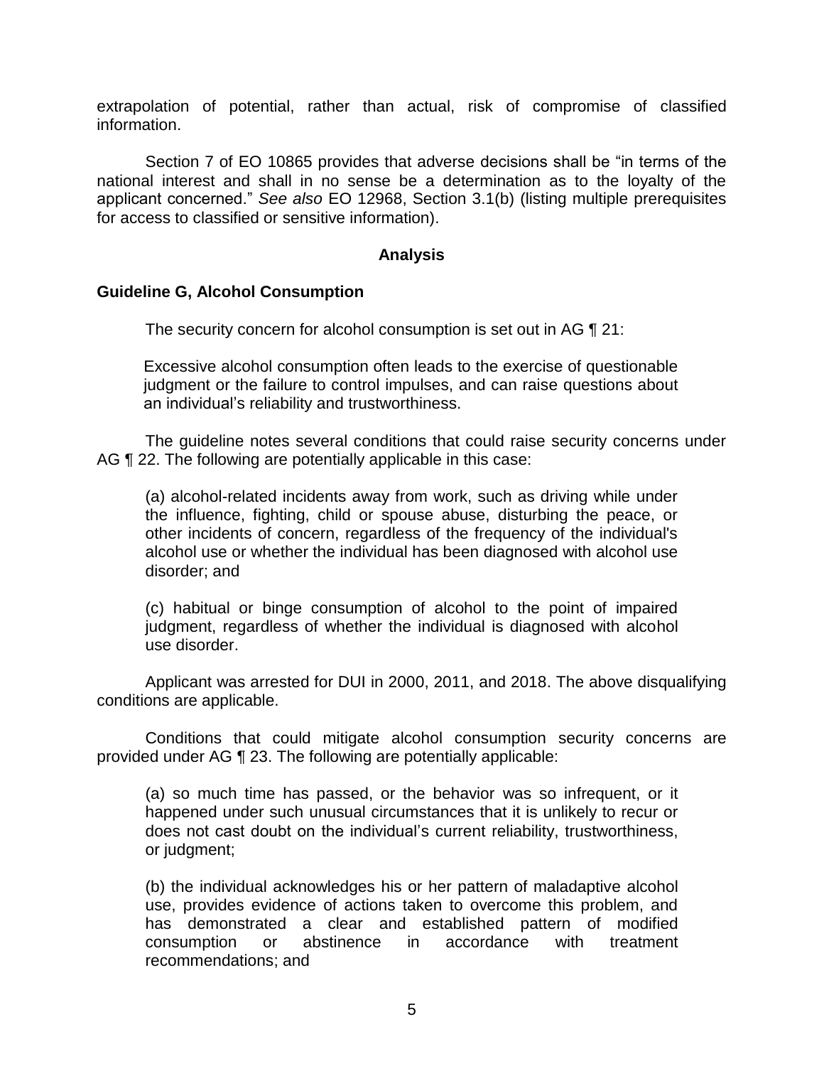extrapolation of potential, rather than actual, risk of compromise of classified information.

Section 7 of EO 10865 provides that adverse decisions shall be "in terms of the national interest and shall in no sense be a determination as to the loyalty of the applicant concerned." *See also* EO 12968, Section 3.1(b) (listing multiple prerequisites for access to classified or sensitive information).

## Analysis

### Guideline G, Alcohol Consumption

The security concern for alcohol consumption is set out in AG ¶ 21:

> Excessive alcohol consumption often leads to the exercise of questionable judgment or the failure to control impulses, and can raise questions about an individual's reliability and trustworthiness.

The guideline notes several conditions that could raise security concerns under AG ¶ 22. The following are potentially applicable in this case:

> (a) alcohol-related incidents away from work, such as driving while under the influence, fighting, child or spouse abuse, disturbing the peace, or other incidents of concern, regardless of the frequency of the individual's alcohol use or whether the individual has been diagnosed with alcohol use disorder; and
>
> (c) habitual or binge consumption of alcohol to the point of impaired judgment, regardless of whether the individual is diagnosed with alcohol use disorder.

Applicant was arrested for DUI in 2000, 2011, and 2018. The above disqualifying conditions are applicable.

Conditions that could mitigate alcohol consumption security concerns are provided under AG ¶ 23. The following are potentially applicable:

> (a) so much time has passed, or the behavior was so infrequent, or it happened under such unusual circumstances that it is unlikely to recur or does not cast doubt on the individual's current reliability, trustworthiness, or judgment;
>
> (b) the individual acknowledges his or her pattern of maladaptive alcohol use, provides evidence of actions taken to overcome this problem, and has demonstrated a clear and established pattern of modified consumption or abstinence in accordance with treatment recommendations; and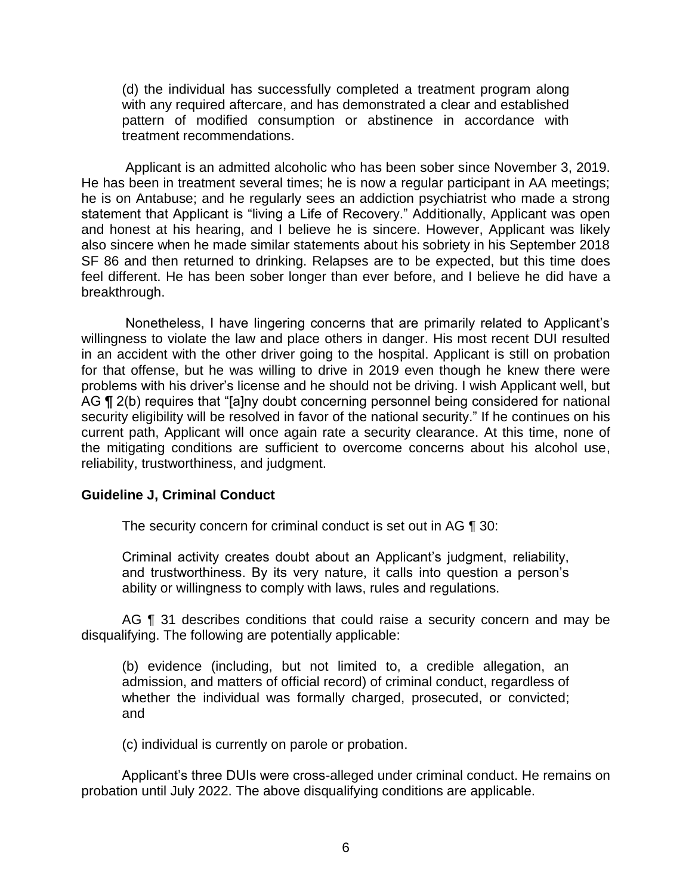(d) the individual has successfully completed a treatment program along with any required aftercare, and has demonstrated a clear and established pattern of modified consumption or abstinence in accordance with treatment recommendations.

Applicant is an admitted alcoholic who has been sober since November 3, 2019. He has been in treatment several times; he is now a regular participant in AA meetings; he is on Antabuse; and he regularly sees an addiction psychiatrist who made a strong statement that Applicant is "living a Life of Recovery." Additionally, Applicant was open and honest at his hearing, and I believe he is sincere. However, Applicant was likely also sincere when he made similar statements about his sobriety in his September 2018 SF 86 and then returned to drinking. Relapses are to be expected, but this time does feel different. He has been sober longer than ever before, and I believe he did have a breakthrough.

Nonetheless, I have lingering concerns that are primarily related to Applicant's willingness to violate the law and place others in danger. His most recent DUI resulted in an accident with the other driver going to the hospital. Applicant is still on probation for that offense, but he was willing to drive in 2019 even though he knew there were problems with his driver's license and he should not be driving. I wish Applicant well, but AG ¶ 2(b) requires that "[a]ny doubt concerning personnel being considered for national security eligibility will be resolved in favor of the national security." If he continues on his current path, Applicant will once again rate a security clearance. At this time, none of the mitigating conditions are sufficient to overcome concerns about his alcohol use, reliability, trustworthiness, and judgment.

**Guideline J, Criminal Conduct**

The security concern for criminal conduct is set out in AG ¶ 30:

> Criminal activity creates doubt about an Applicant's judgment, reliability, and trustworthiness. By its very nature, it calls into question a person's ability or willingness to comply with laws, rules and regulations.

AG ¶ 31 describes conditions that could raise a security concern and may be disqualifying. The following are potentially applicable:

> (b) evidence (including, but not limited to, a credible allegation, an admission, and matters of official record) of criminal conduct, regardless of whether the individual was formally charged, prosecuted, or convicted; and
>
> (c) individual is currently on parole or probation.

Applicant's three DUIs were cross-alleged under criminal conduct. He remains on probation until July 2022. The above disqualifying conditions are applicable.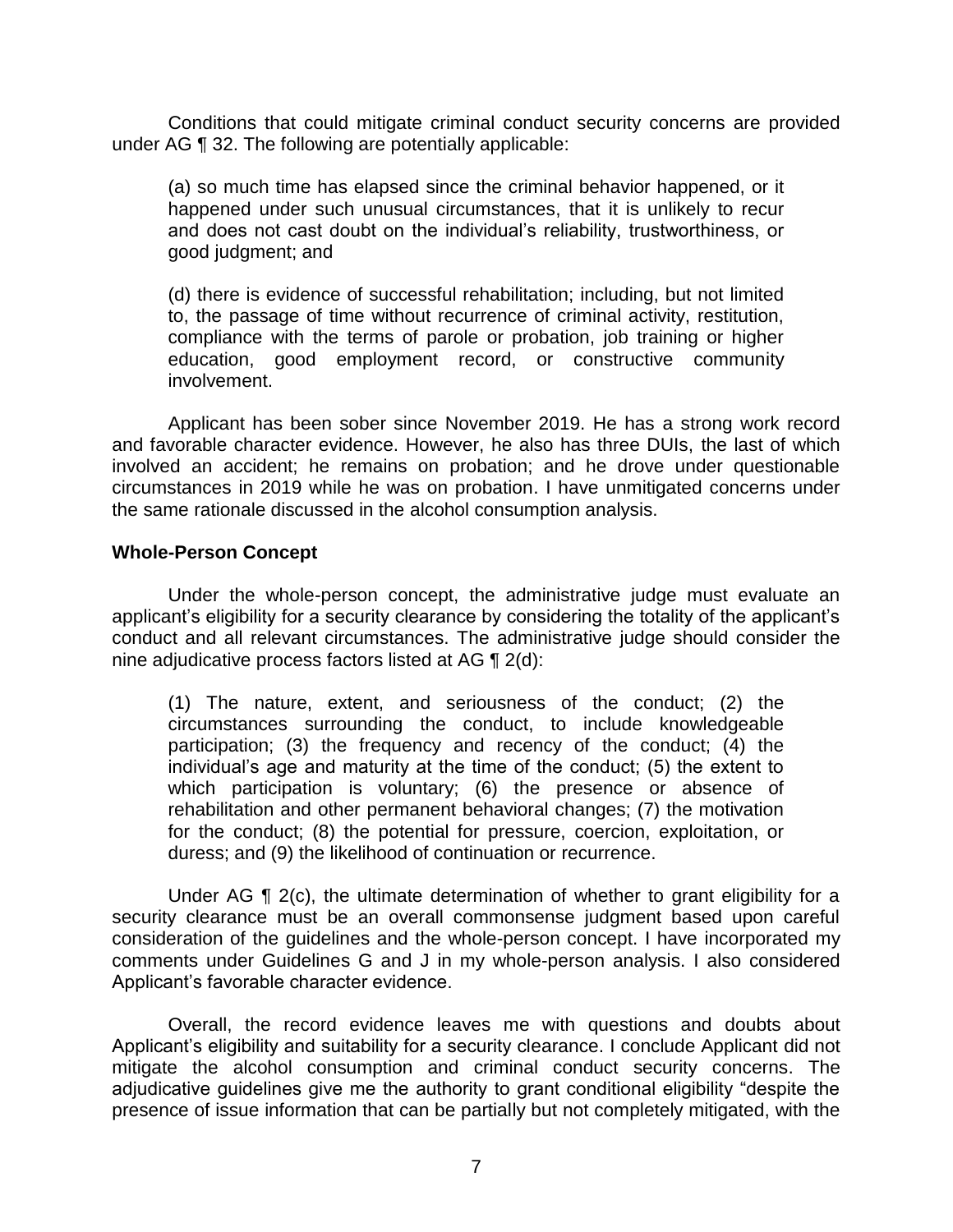Conditions that could mitigate criminal conduct security concerns are provided under AG ¶ 32. The following are potentially applicable:

> (a) so much time has elapsed since the criminal behavior happened, or it happened under such unusual circumstances, that it is unlikely to recur and does not cast doubt on the individual's reliability, trustworthiness, or good judgment; and
>
> (d) there is evidence of successful rehabilitation; including, but not limited to, the passage of time without recurrence of criminal activity, restitution, compliance with the terms of parole or probation, job training or higher education, good employment record, or constructive community involvement.

Applicant has been sober since November 2019. He has a strong work record and favorable character evidence. However, he also has three DUIs, the last of which involved an accident; he remains on probation; and he drove under questionable circumstances in 2019 while he was on probation. I have unmitigated concerns under the same rationale discussed in the alcohol consumption analysis.

## Whole-Person Concept

Under the whole-person concept, the administrative judge must evaluate an applicant's eligibility for a security clearance by considering the totality of the applicant's conduct and all relevant circumstances. The administrative judge should consider the nine adjudicative process factors listed at AG ¶ 2(d):

> (1) The nature, extent, and seriousness of the conduct; (2) the circumstances surrounding the conduct, to include knowledgeable participation; (3) the frequency and recency of the conduct; (4) the individual's age and maturity at the time of the conduct; (5) the extent to which participation is voluntary; (6) the presence or absence of rehabilitation and other permanent behavioral changes; (7) the motivation for the conduct; (8) the potential for pressure, coercion, exploitation, or duress; and (9) the likelihood of continuation or recurrence.

Under AG ¶ 2(c), the ultimate determination of whether to grant eligibility for a security clearance must be an overall commonsense judgment based upon careful consideration of the guidelines and the whole-person concept. I have incorporated my comments under Guidelines G and J in my whole-person analysis. I also considered Applicant's favorable character evidence.

Overall, the record evidence leaves me with questions and doubts about Applicant's eligibility and suitability for a security clearance. I conclude Applicant did not mitigate the alcohol consumption and criminal conduct security concerns. The adjudicative guidelines give me the authority to grant conditional eligibility "despite the presence of issue information that can be partially but not completely mitigated, with the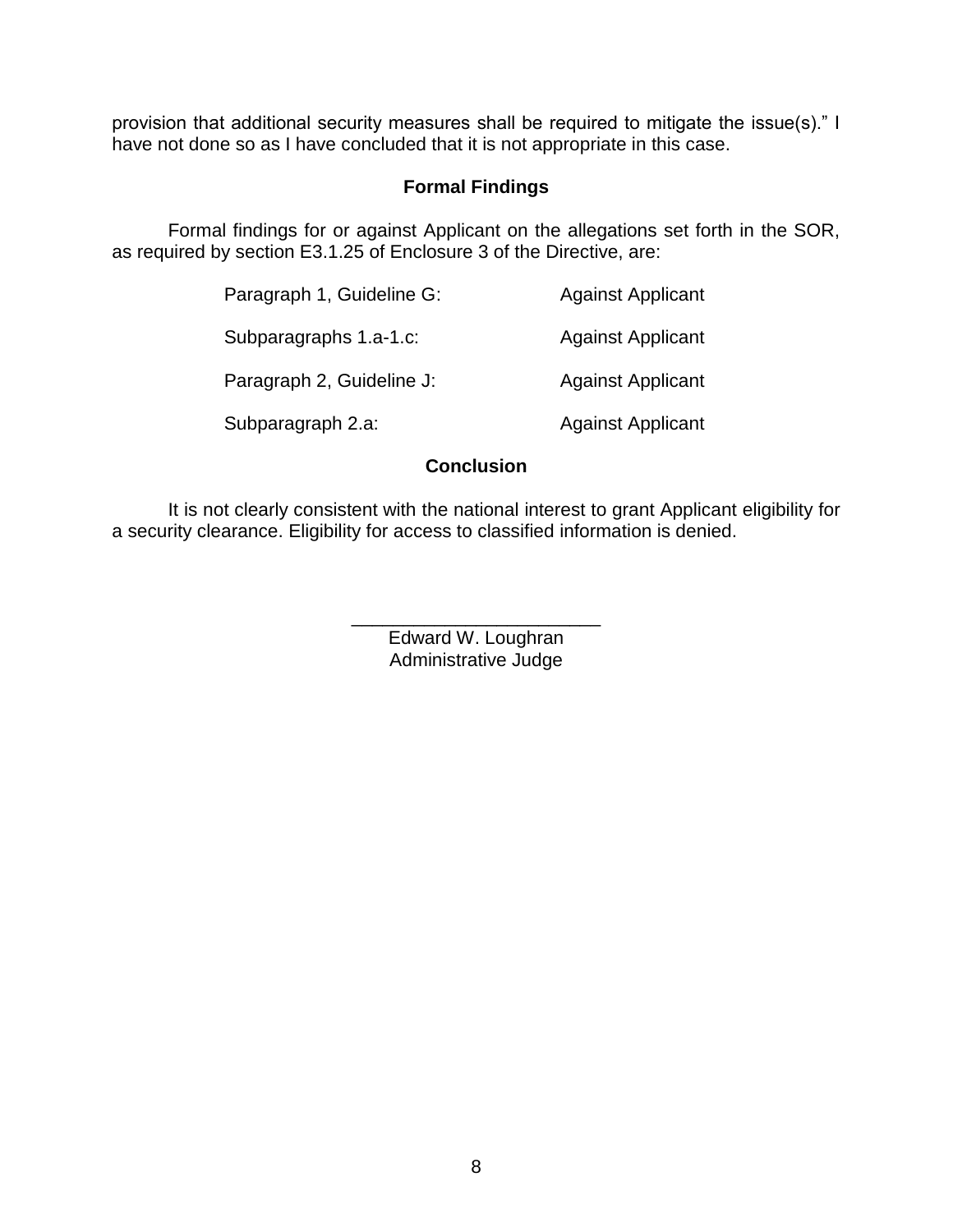provision that additional security measures shall be required to mitigate the issue(s)." I have not done so as I have concluded that it is not appropriate in this case.

## Formal Findings

Formal findings for or against Applicant on the allegations set forth in the SOR, as required by section E3.1.25 of Enclosure 3 of the Directive, are:

| | |
|---|---|
| Paragraph 1, Guideline G: | Against Applicant |
| Subparagraphs 1.a-1.c: | Against Applicant |
| Paragraph 2, Guideline J: | Against Applicant |
| Subparagraph 2.a: | Against Applicant |

## Conclusion

It is not clearly consistent with the national interest to grant Applicant eligibility for a security clearance. Eligibility for access to classified information is denied.

\_\_\_\_\_\_\_\_\_\_\_\_\_\_\_\_\_\_\_\_\_\_\_\_
Edward W. Loughran
Administrative Judge